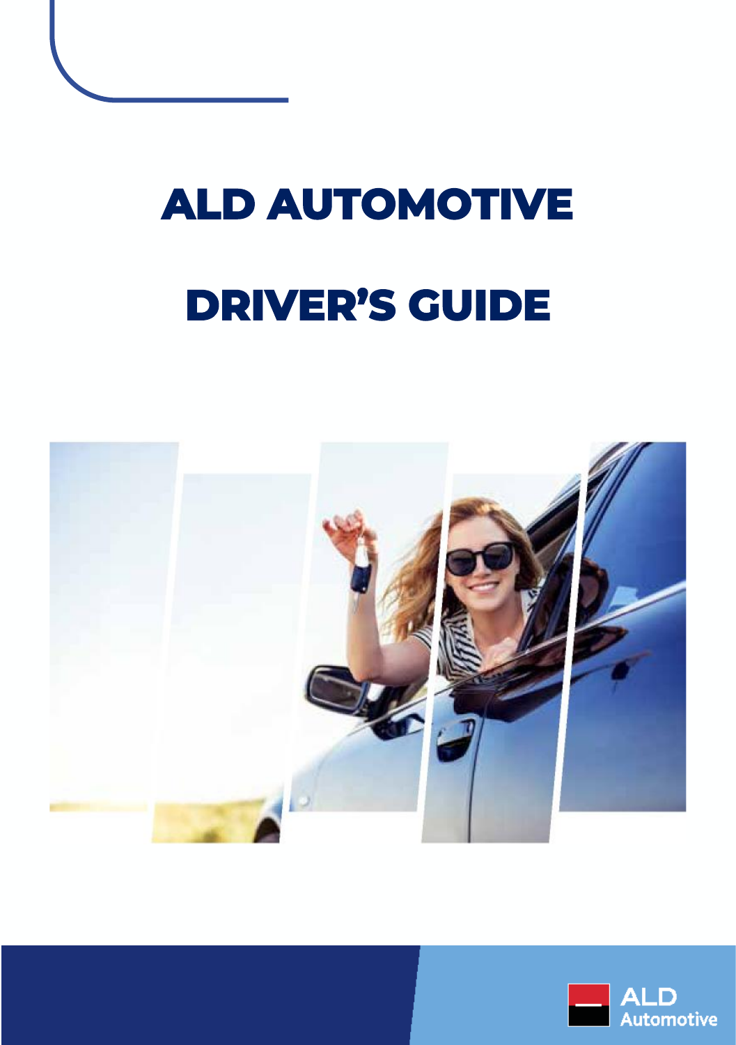# ALD AUTOMOTIVE

# DRIVER'S GUIDE

ALD Automotive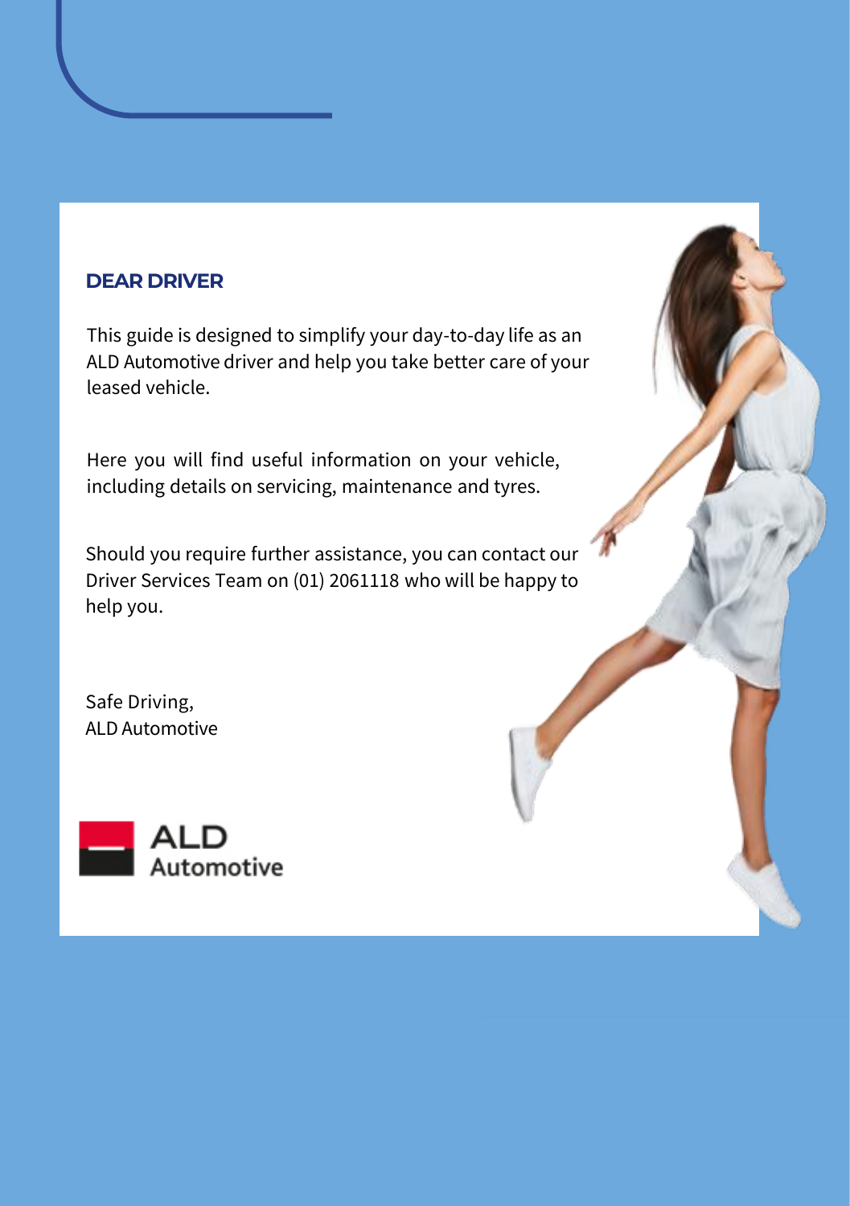## DEAR DRIVER

This guide is designed to simplify your day-to-day life as an ALD Automotive driver and help you take better care of your leased vehicle.

Here you will find useful information on your vehicle, including details on servicing, maintenance and tyres.

Should you require further assistance, you can contact our Driver Services Team on (01) 2061118 who will be happy to help you.

Safe Driving,
ALD Automotive

ALD Automotive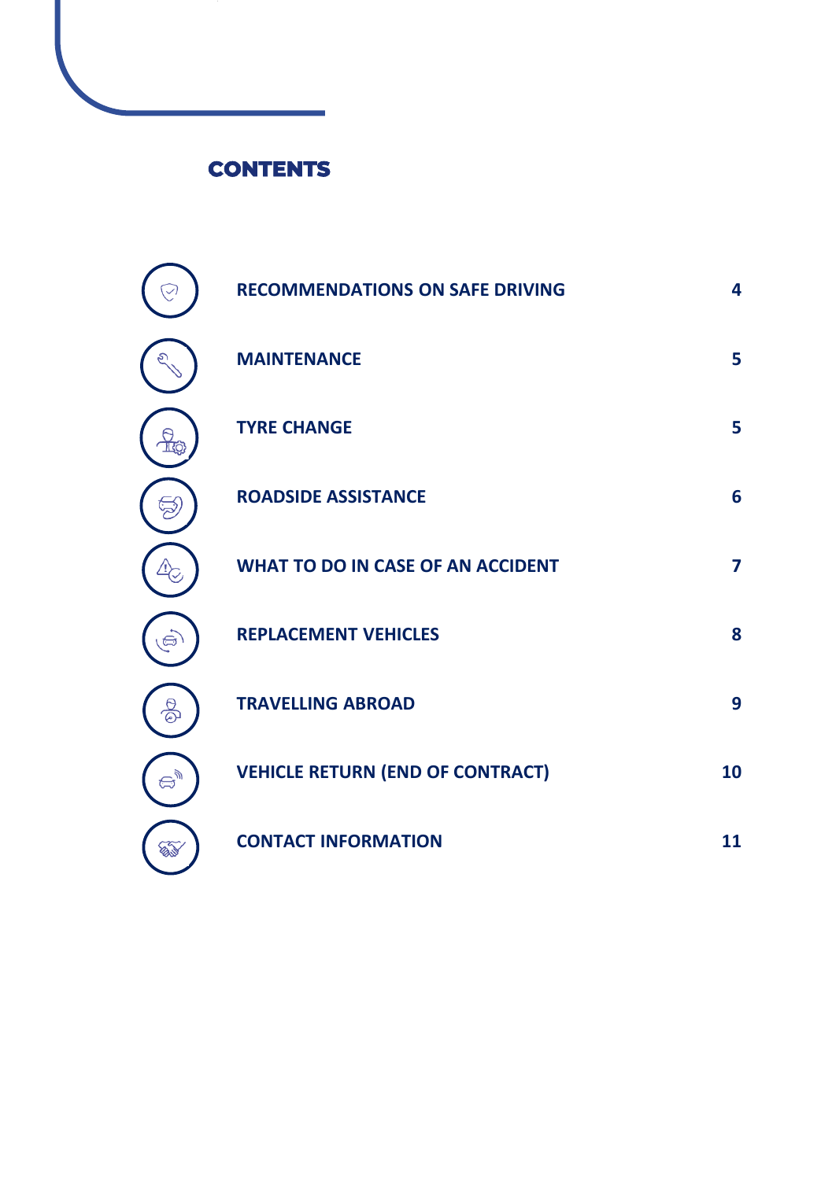# CONTENTS

| | |
|---|---|
| RECOMMENDATIONS ON SAFE DRIVING | 4 |
| MAINTENANCE | 5 |
| TYRE CHANGE | 5 |
| ROADSIDE ASSISTANCE | 6 |
| WHAT TO DO IN CASE OF AN ACCIDENT | 7 |
| REPLACEMENT VEHICLES | 8 |
| TRAVELLING ABROAD | 9 |
| VEHICLE RETURN (END OF CONTRACT) | 10 |
| CONTACT INFORMATION | 11 |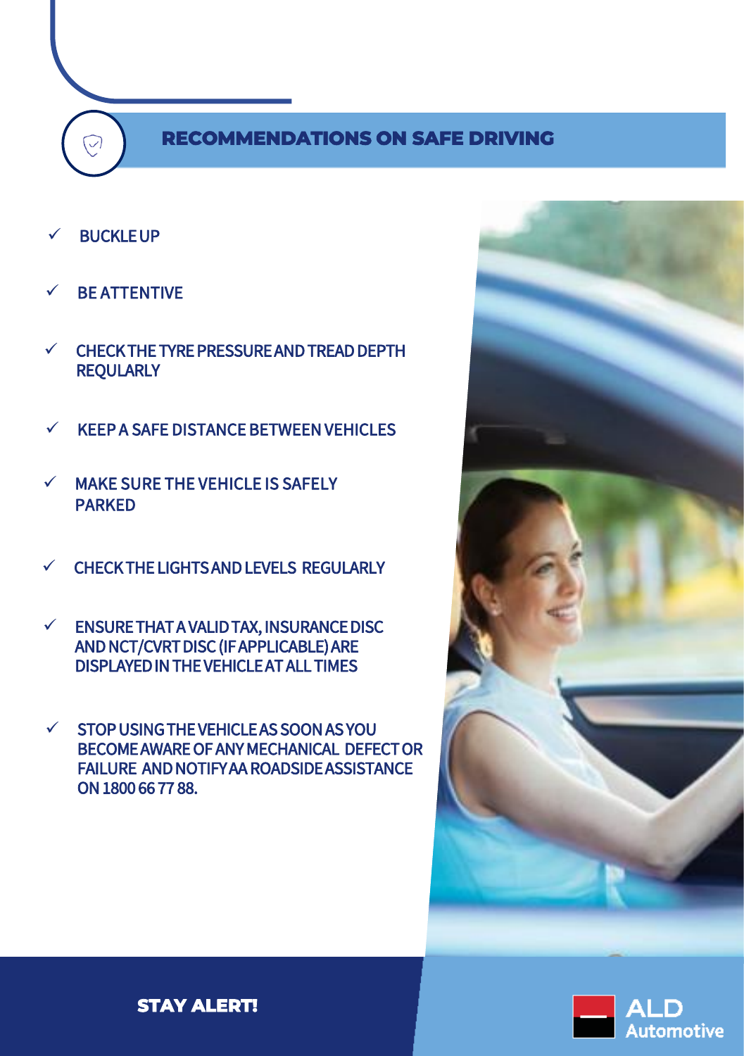## RECOMMENDATIONS ON SAFE DRIVING

- ✓ BUCKLE UP
- ✓ BE ATTENTIVE
- ✓ CHECK THE TYRE PRESSURE AND TREAD DEPTH REQULARLY
- ✓ KEEP A SAFE DISTANCE BETWEEN VEHICLES
- ✓ MAKE SURE THE VEHICLE IS SAFELY PARKED
- ✓ CHECK THE LIGHTS AND LEVELS REGULARLY
- ✓ ENSURE THAT A VALID TAX, INSURANCE DISC AND NCT/CVRT DISC (IF APPLICABLE) ARE DISPLAYED IN THE VEHICLE AT ALL TIMES
- ✓ STOP USING THE VEHICLE AS SOON AS YOU BECOME AWARE OF ANY MECHANICAL DEFECT OR FAILURE AND NOTIFY AA ROADSIDE ASSISTANCE ON 1800 66 77 88.

**STAY ALERT!**

ALD Automotive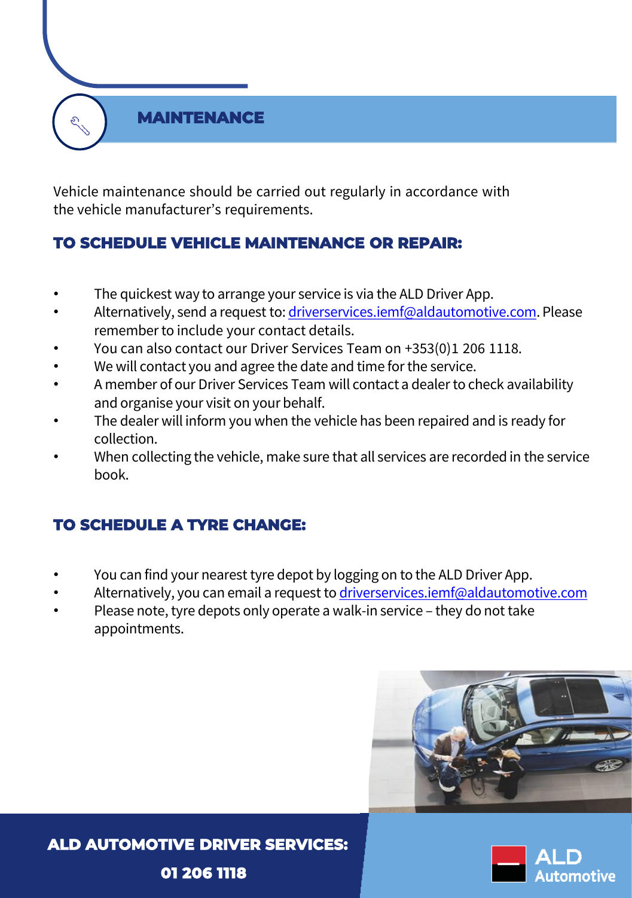# MAINTENANCE

Vehicle maintenance should be carried out regularly in accordance with the vehicle manufacturer's requirements.

## TO SCHEDULE VEHICLE MAINTENANCE OR REPAIR:

- The quickest way to arrange your service is via the ALD Driver App.
- Alternatively, send a request to: driverservices.iemf@aldautomotive.com. Please remember to include your contact details.
- You can also contact our Driver Services Team on +353(0)1 206 1118.
- We will contact you and agree the date and time for the service.
- A member of our Driver Services Team will contact a dealer to check availability and organise your visit on your behalf.
- The dealer will inform you when the vehicle has been repaired and is ready for collection.
- When collecting the vehicle, make sure that all services are recorded in the service book.

## TO SCHEDULE A TYRE CHANGE:

- You can find your nearest tyre depot by logging on to the ALD Driver App.
- Alternatively, you can email a request to driverservices.iemf@aldautomotive.com
- Please note, tyre depots only operate a walk-in service – they do not take appointments.

**ALD AUTOMOTIVE DRIVER SERVICES:**

**01 206 1118**

ALD Automotive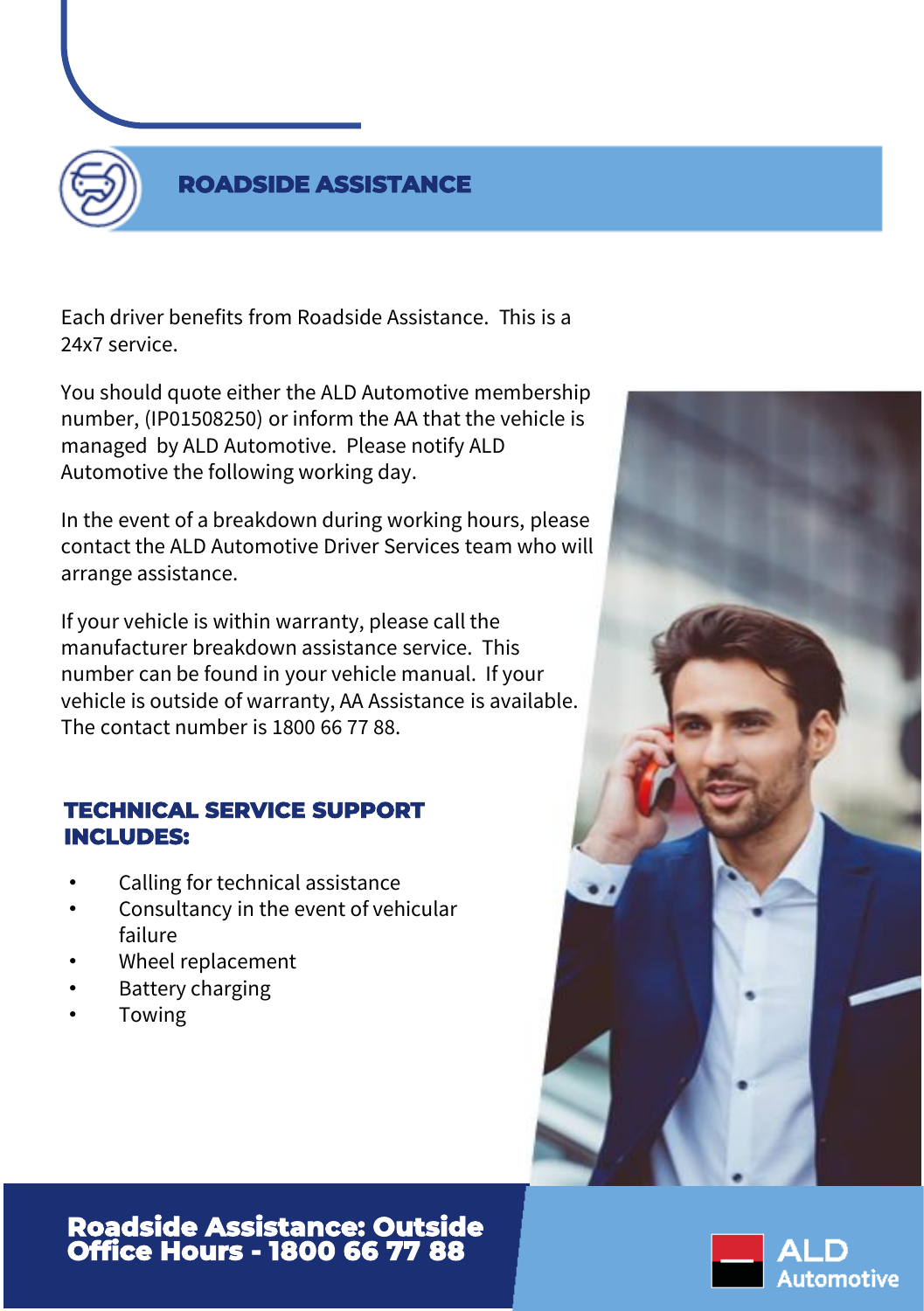## ROADSIDE ASSISTANCE

Each driver benefits from Roadside Assistance. This is a 24x7 service.

You should quote either the ALD Automotive membership number, (IP01508250) or inform the AA that the vehicle is managed by ALD Automotive. Please notify ALD Automotive the following working day.

In the event of a breakdown during working hours, please contact the ALD Automotive Driver Services team who will arrange assistance.

If your vehicle is within warranty, please call the manufacturer breakdown assistance service. This number can be found in your vehicle manual. If your vehicle is outside of warranty, AA Assistance is available. The contact number is 1800 66 77 88.

### TECHNICAL SERVICE SUPPORT INCLUDES:

- Calling for technical assistance
- Consultancy in the event of vehicular failure
- Wheel replacement
- Battery charging
- Towing

**Roadside Assistance: Outside Office Hours - 1800 66 77 88**

ALD Automotive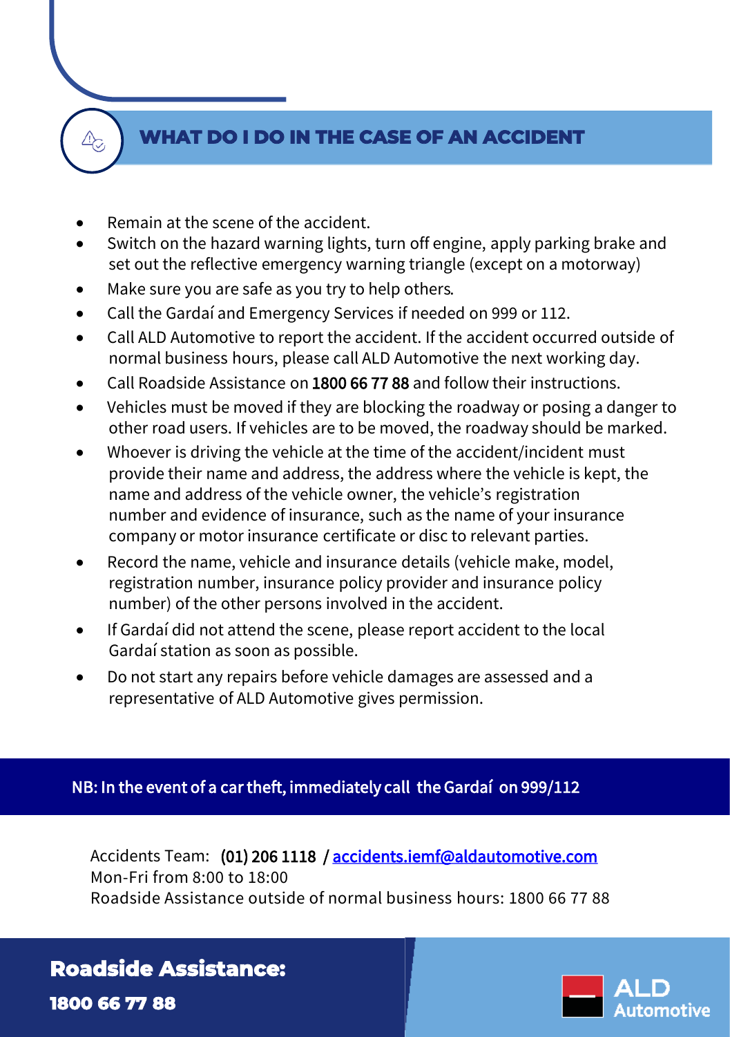## WHAT DO I DO IN THE CASE OF AN ACCIDENT

- Remain at the scene of the accident.
- Switch on the hazard warning lights, turn off engine, apply parking brake and set out the reflective emergency warning triangle (except on a motorway)
- Make sure you are safe as you try to help others.
- Call the Gardaí and Emergency Services if needed on 999 or 112.
- Call ALD Automotive to report the accident. If the accident occurred outside of normal business hours, please call ALD Automotive the next working day.
- Call Roadside Assistance on 1800 66 77 88 and follow their instructions.
- Vehicles must be moved if they are blocking the roadway or posing a danger to other road users. If vehicles are to be moved, the roadway should be marked.
- Whoever is driving the vehicle at the time of the accident/incident must provide their name and address, the address where the vehicle is kept, the name and address of the vehicle owner, the vehicle's registration number and evidence of insurance, such as the name of your insurance company or motor insurance certificate or disc to relevant parties.
- Record the name, vehicle and insurance details (vehicle make, model, registration number, insurance policy provider and insurance policy number) of the other persons involved in the accident.
- If Gardaí did not attend the scene, please report accident to the local Gardaí station as soon as possible.
- Do not start any repairs before vehicle damages are assessed and a representative of ALD Automotive gives permission.

**NB: In the event of a car theft, immediately call the Gardaí on 999/112**

Accidents Team: (01) 206 1118 / accidents.iemf@aldautomotive.com
Mon-Fri from 8:00 to 18:00
Roadside Assistance outside of normal business hours: 1800 66 77 88

**Roadside Assistance:**
**1800 66 77 88**

ALD Automotive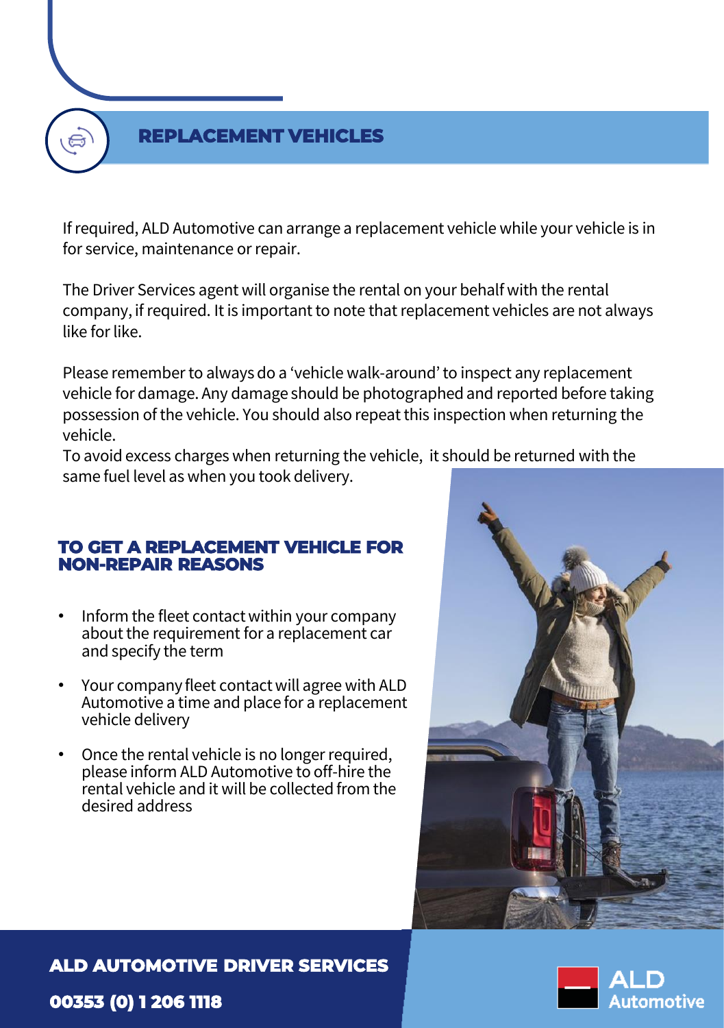## REPLACEMENT VEHICLES

If required, ALD Automotive can arrange a replacement vehicle while your vehicle is in for service, maintenance or repair.

The Driver Services agent will organise the rental on your behalf with the rental company, if required. It is important to note that replacement vehicles are not always like for like.

Please remember to always do a 'vehicle walk-around' to inspect any replacement vehicle for damage. Any damage should be photographed and reported before taking possession of the vehicle. You should also repeat this inspection when returning the vehicle.
To avoid excess charges when returning the vehicle, it should be returned with the same fuel level as when you took delivery.

### TO GET A REPLACEMENT VEHICLE FOR NON-REPAIR REASONS

- Inform the fleet contact within your company about the requirement for a replacement car and specify the term
- Your company fleet contact will agree with ALD Automotive a time and place for a replacement vehicle delivery
- Once the rental vehicle is no longer required, please inform ALD Automotive to off-hire the rental vehicle and it will be collected from the desired address

**ALD AUTOMOTIVE DRIVER SERVICES**

**00353 (0) 1 206 1118**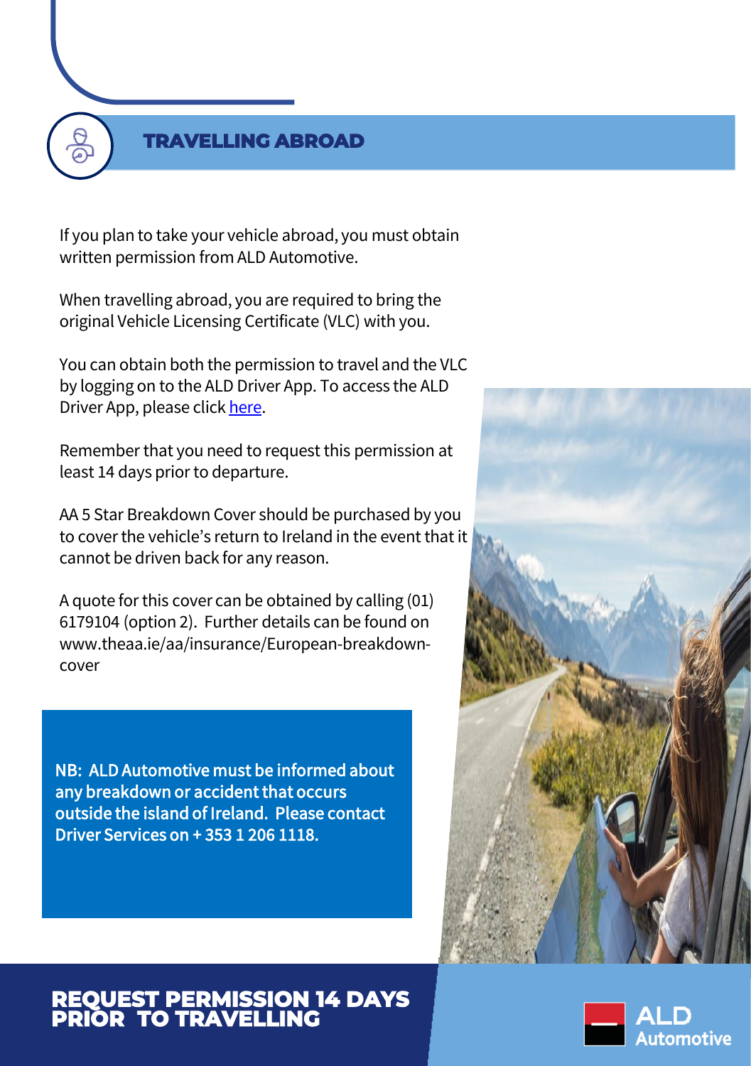## TRAVELLING ABROAD

If you plan to take your vehicle abroad, you must obtain written permission from ALD Automotive.

When travelling abroad, you are required to bring the original Vehicle Licensing Certificate (VLC) with you.

You can obtain both the permission to travel and the VLC by logging on to the ALD Driver App. To access the ALD Driver App, please click here.

Remember that you need to request this permission at least 14 days prior to departure.

AA 5 Star Breakdown Cover should be purchased by you to cover the vehicle's return to Ireland in the event that it cannot be driven back for any reason.

A quote for this cover can be obtained by calling (01) 6179104 (option 2). Further details can be found on www.theaa.ie/aa/insurance/European-breakdown-cover

**NB: ALD Automotive must be informed about any breakdown or accident that occurs outside the island of Ireland. Please contact Driver Services on + 353 1 206 1118.**

**REQUEST PERMISSION 14 DAYS PRIOR TO TRAVELLING**

ALD Automotive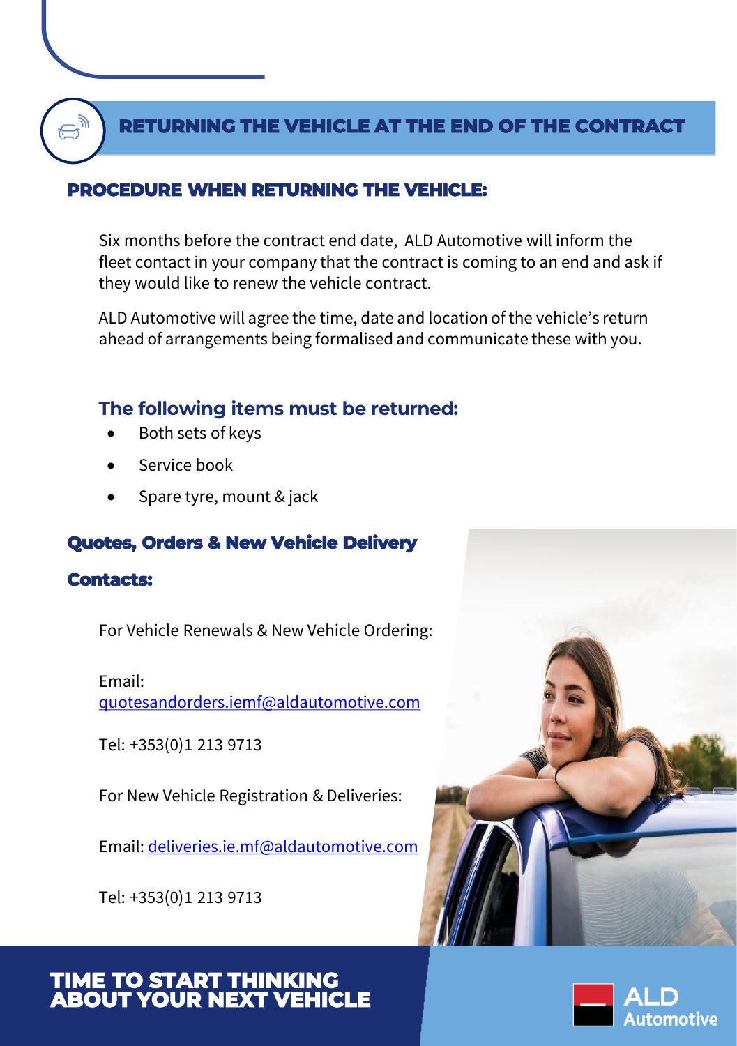## RETURNING THE VEHICLE AT THE END OF THE CONTRACT

### PROCEDURE WHEN RETURNING THE VEHICLE:

Six months before the contract end date, ALD Automotive will inform the fleet contact in your company that the contract is coming to an end and ask if they would like to renew the vehicle contract.

ALD Automotive will agree the time, date and location of the vehicle's return ahead of arrangements being formalised and communicate these with you.

### The following items must be returned:

- Both sets of keys
- Service book
- Spare tyre, mount & jack

### Quotes, Orders & New Vehicle Delivery

### Contacts:

For Vehicle Renewals & New Vehicle Ordering:

Email: quotesandorders.iemf@aldautomotive.com

Tel: +353(0)1 213 9713

For New Vehicle Registration & Deliveries:

Email: deliveries.ie.mf@aldautomotive.com

Tel: +353(0)1 213 9713

**TIME TO START THINKING ABOUT YOUR NEXT VEHICLE**

ALD Automotive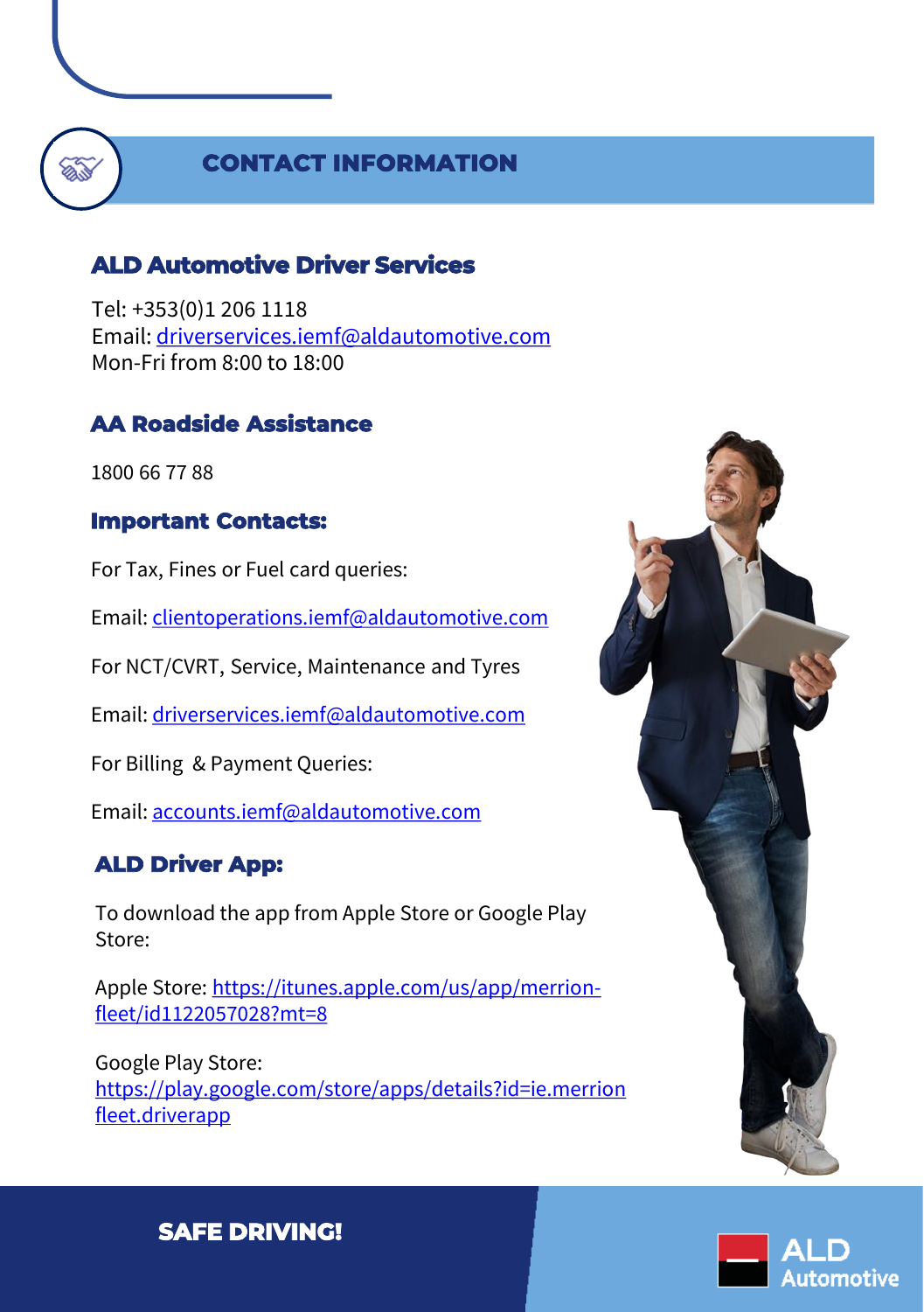## CONTACT INFORMATION

### ALD Automotive Driver Services

Tel: +353(0)1 206 1118
Email: driverservices.iemf@aldautomotive.com
Mon-Fri from 8:00 to 18:00

### AA Roadside Assistance

1800 66 77 88

### Important Contacts:

For Tax, Fines or Fuel card queries:

Email: clientoperations.iemf@aldautomotive.com

For NCT/CVRT, Service, Maintenance and Tyres

Email: driverservices.iemf@aldautomotive.com

For Billing & Payment Queries:

Email: accounts.iemf@aldautomotive.com

### ALD Driver App:

To download the app from Apple Store or Google Play Store:

Apple Store: https://itunes.apple.com/us/app/merrion-fleet/id1122057028?mt=8

Google Play Store: https://play.google.com/store/apps/details?id=ie.merrionfleet.driverapp

**SAFE DRIVING!**

ALD Automotive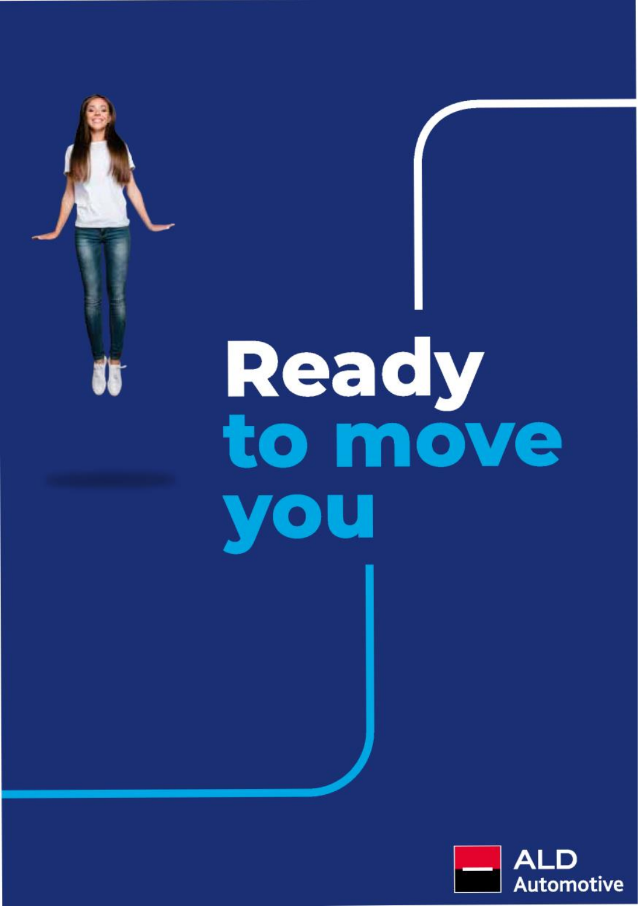# Ready to move you

ALD Automotive